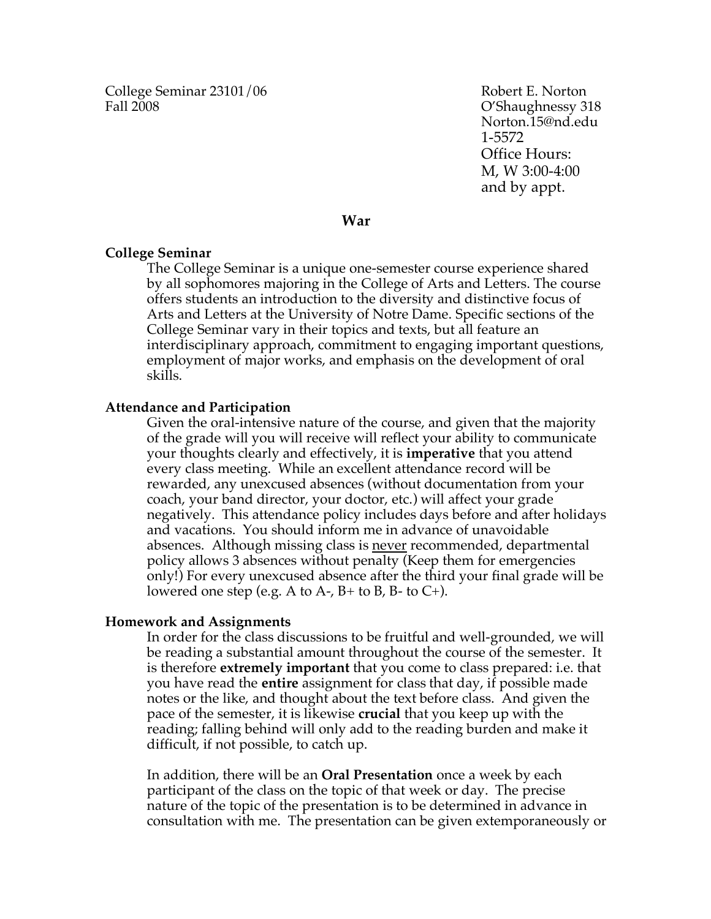College Seminar 23101/06
Fall 2008

Robert E. Norton
O'Shaughnessy 318
Norton.15@nd.edu
1-5572
Office Hours:
M, W 3:00-4:00
and by appt.

# War

### College Seminar

The College Seminar is a unique one-semester course experience shared by all sophomores majoring in the College of Arts and Letters. The course offers students an introduction to the diversity and distinctive focus of Arts and Letters at the University of Notre Dame. Specific sections of the College Seminar vary in their topics and texts, but all feature an interdisciplinary approach, commitment to engaging important questions, employment of major works, and emphasis on the development of oral skills.

### Attendance and Participation

Given the oral-intensive nature of the course, and given that the majority of the grade will you will receive will reflect your ability to communicate your thoughts clearly and effectively, it is **imperative** that you attend every class meeting. While an excellent attendance record will be rewarded, any unexcused absences (without documentation from your coach, your band director, your doctor, etc.) will affect your grade negatively. This attendance policy includes days before and after holidays and vacations. You should inform me in advance of unavoidable absences. Although missing class is <u>never</u> recommended, departmental policy allows 3 absences without penalty (Keep them for emergencies only!) For every unexcused absence after the third your final grade will be lowered one step (e.g. A to A-, B+ to B, B- to C+).

### Homework and Assignments

In order for the class discussions to be fruitful and well-grounded, we will be reading a substantial amount throughout the course of the semester. It is therefore **extremely important** that you come to class prepared: i.e. that you have read the **entire** assignment for class that day, if possible made notes or the like, and thought about the text before class. And given the pace of the semester, it is likewise **crucial** that you keep up with the reading; falling behind will only add to the reading burden and make it difficult, if not possible, to catch up.

In addition, there will be an **Oral Presentation** once a week by each participant of the class on the topic of that week or day. The precise nature of the topic of the presentation is to be determined in advance in consultation with me. The presentation can be given extemporaneously or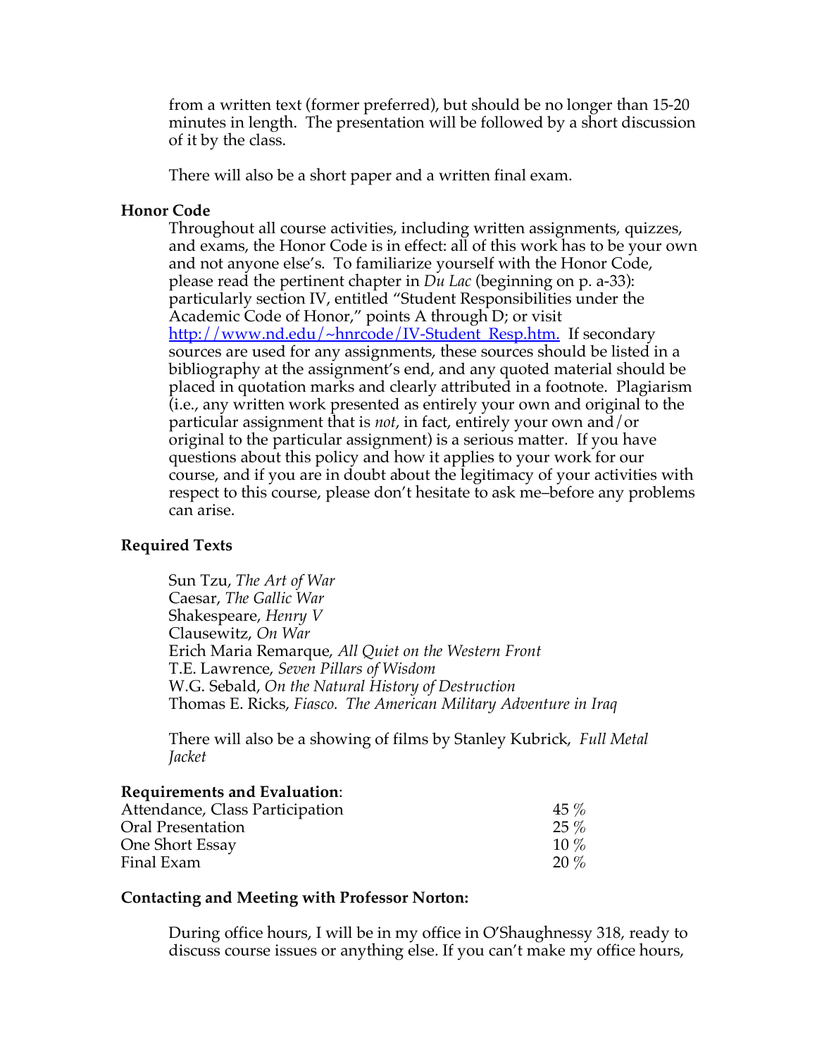from a written text (former preferred), but should be no longer than 15-20 minutes in length. The presentation will be followed by a short discussion of it by the class.

There will also be a short paper and a written final exam.

**Honor Code**

Throughout all course activities, including written assignments, quizzes, and exams, the Honor Code is in effect: all of this work has to be your own and not anyone else's. To familiarize yourself with the Honor Code, please read the pertinent chapter in *Du Lac* (beginning on p. a-33): particularly section IV, entitled "Student Responsibilities under the Academic Code of Honor," points A through D; or visit [http://www.nd.edu/~hnrcode/IV-Student_Resp.htm.](http://www.nd.edu/~hnrcode/IV-Student_Resp.htm) If secondary sources are used for any assignments, these sources should be listed in a bibliography at the assignment's end, and any quoted material should be placed in quotation marks and clearly attributed in a footnote. Plagiarism (i.e., any written work presented as entirely your own and original to the particular assignment that is *not*, in fact, entirely your own and/or original to the particular assignment) is a serious matter. If you have questions about this policy and how it applies to your work for our course, and if you are in doubt about the legitimacy of your activities with respect to this course, please don't hesitate to ask me–before any problems can arise.

**Required Texts**

Sun Tzu, *The Art of War*
Caesar, *The Gallic War*
Shakespeare, *Henry V*
Clausewitz, *On War*
Erich Maria Remarque, *All Quiet on the Western Front*
T.E. Lawrence, *Seven Pillars of Wisdom*
W.G. Sebald, *On the Natural History of Destruction*
Thomas E. Ricks, *Fiasco. The American Military Adventure in Iraq*

There will also be a showing of films by Stanley Kubrick, *Full Metal Jacket*

**Requirements and Evaluation**:

| | |
|---|---|
| Attendance, Class Participation | 45 % |
| Oral Presentation | 25 % |
| One Short Essay | 10 % |
| Final Exam | 20 % |

**Contacting and Meeting with Professor Norton:**

During office hours, I will be in my office in O'Shaughnessy 318, ready to discuss course issues or anything else. If you can't make my office hours,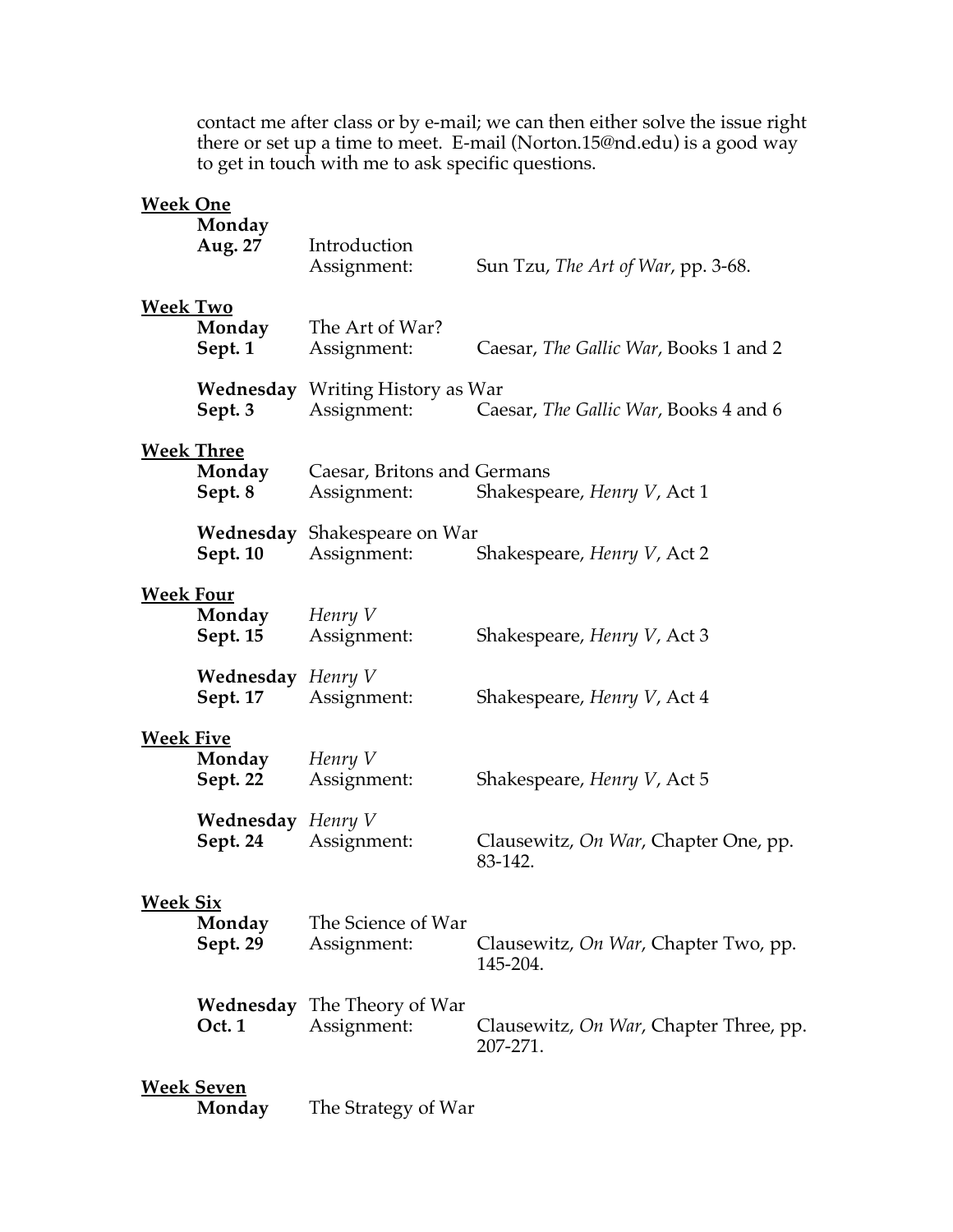contact me after class or by e-mail; we can then either solve the issue right there or set up a time to meet. E-mail (Norton.15@nd.edu) is a good way to get in touch with me to ask specific questions.

**Week One**

**Monday**
**Aug. 27** Introduction
Assignment: Sun Tzu, *The Art of War*, pp. 3-68.

**Week Two**

**Monday** The Art of War?
**Sept. 1** Assignment: Caesar, *The Gallic War*, Books 1 and 2

**Wednesday** Writing History as War
**Sept. 3** Assignment: Caesar, *The Gallic War*, Books 4 and 6

**Week Three**

**Monday** Caesar, Britons and Germans
**Sept. 8** Assignment: Shakespeare, *Henry V*, Act 1

**Wednesday** Shakespeare on War
**Sept. 10** Assignment: Shakespeare, *Henry V*, Act 2

**Week Four**

**Monday** *Henry V*
**Sept. 15** Assignment: Shakespeare, *Henry V*, Act 3

**Wednesday** *Henry V*
**Sept. 17** Assignment: Shakespeare, *Henry V*, Act 4

**Week Five**

**Monday** *Henry V*
**Sept. 22** Assignment: Shakespeare, *Henry V*, Act 5

**Wednesday** *Henry V*
**Sept. 24** Assignment: Clausewitz, *On War*, Chapter One, pp. 83-142.

**Week Six**

**Monday** The Science of War
**Sept. 29** Assignment: Clausewitz, *On War*, Chapter Two, pp. 145-204.

**Wednesday** The Theory of War
**Oct. 1** Assignment: Clausewitz, *On War*, Chapter Three, pp. 207-271.

**Week Seven**

**Monday** The Strategy of War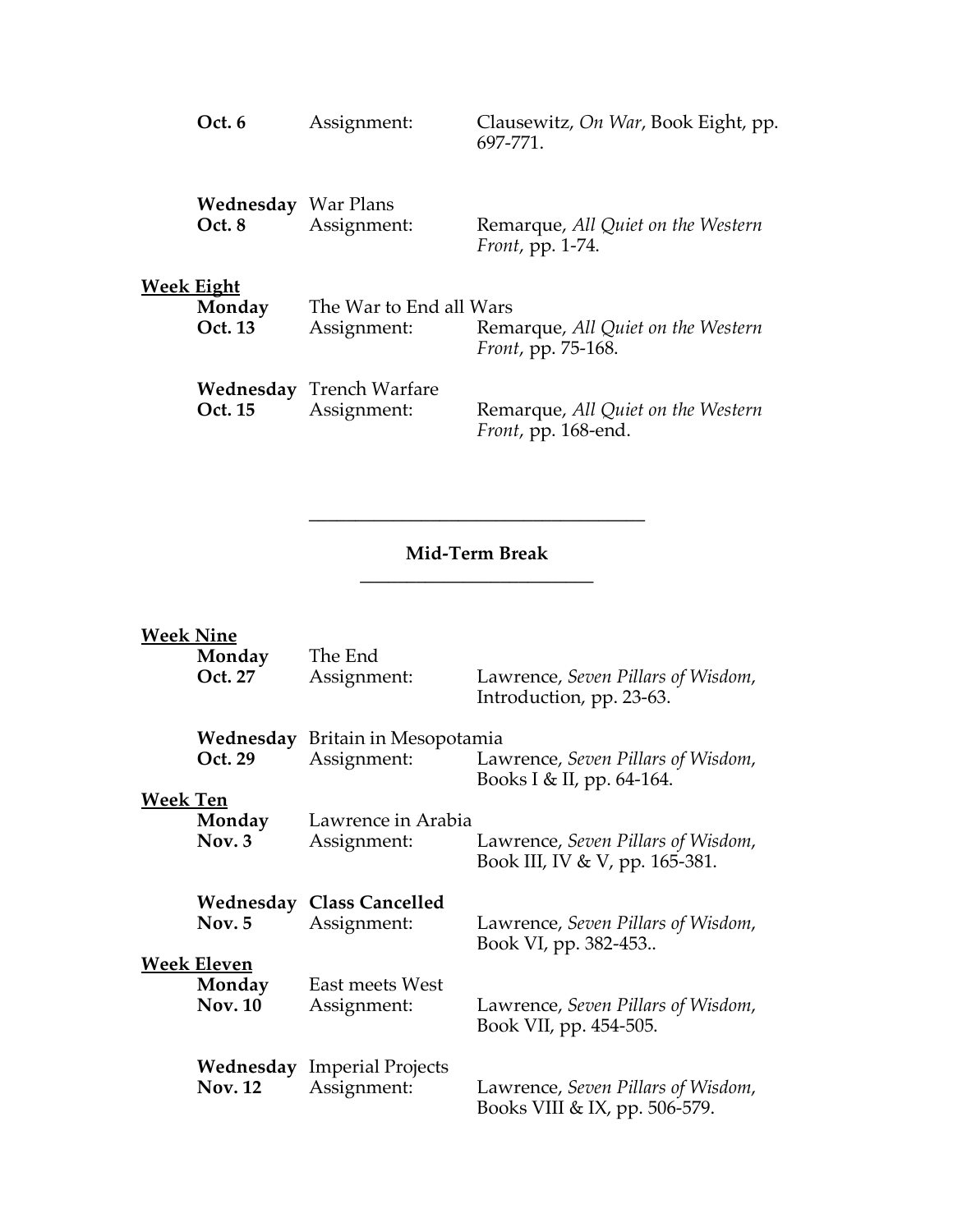**Oct. 6** Assignment: Clausewitz, *On War*, Book Eight, pp. 697-771.

**Wednesday** War Plans
**Oct. 8** Assignment: Remarque, *All Quiet on the Western Front*, pp. 1-74.

**Week Eight**

**Monday** The War to End all Wars
**Oct. 13** Assignment: Remarque, *All Quiet on the Western Front*, pp. 75-168.

**Wednesday** Trench Warfare
**Oct. 15** Assignment: Remarque, *All Quiet on the Western Front*, pp. 168-end.

---

**Mid-Term Break**

---

**Week Nine**

**Monday** The End
**Oct. 27** Assignment: Lawrence, *Seven Pillars of Wisdom*, Introduction, pp. 23-63.

**Wednesday** Britain in Mesopotamia
**Oct. 29** Assignment: Lawrence, *Seven Pillars of Wisdom*, Books I & II, pp. 64-164.

**Week Ten**

**Monday** Lawrence in Arabia
**Nov. 3** Assignment: Lawrence, *Seven Pillars of Wisdom*, Book III, IV & V, pp. 165-381.

**Wednesday** **Class Cancelled**
**Nov. 5** Assignment: Lawrence, *Seven Pillars of Wisdom*, Book VI, pp. 382-453..

**Week Eleven**

**Monday** East meets West
**Nov. 10** Assignment: Lawrence, *Seven Pillars of Wisdom*, Book VII, pp. 454-505.

**Wednesday** Imperial Projects
**Nov. 12** Assignment: Lawrence, *Seven Pillars of Wisdom*, Books VIII & IX, pp. 506-579.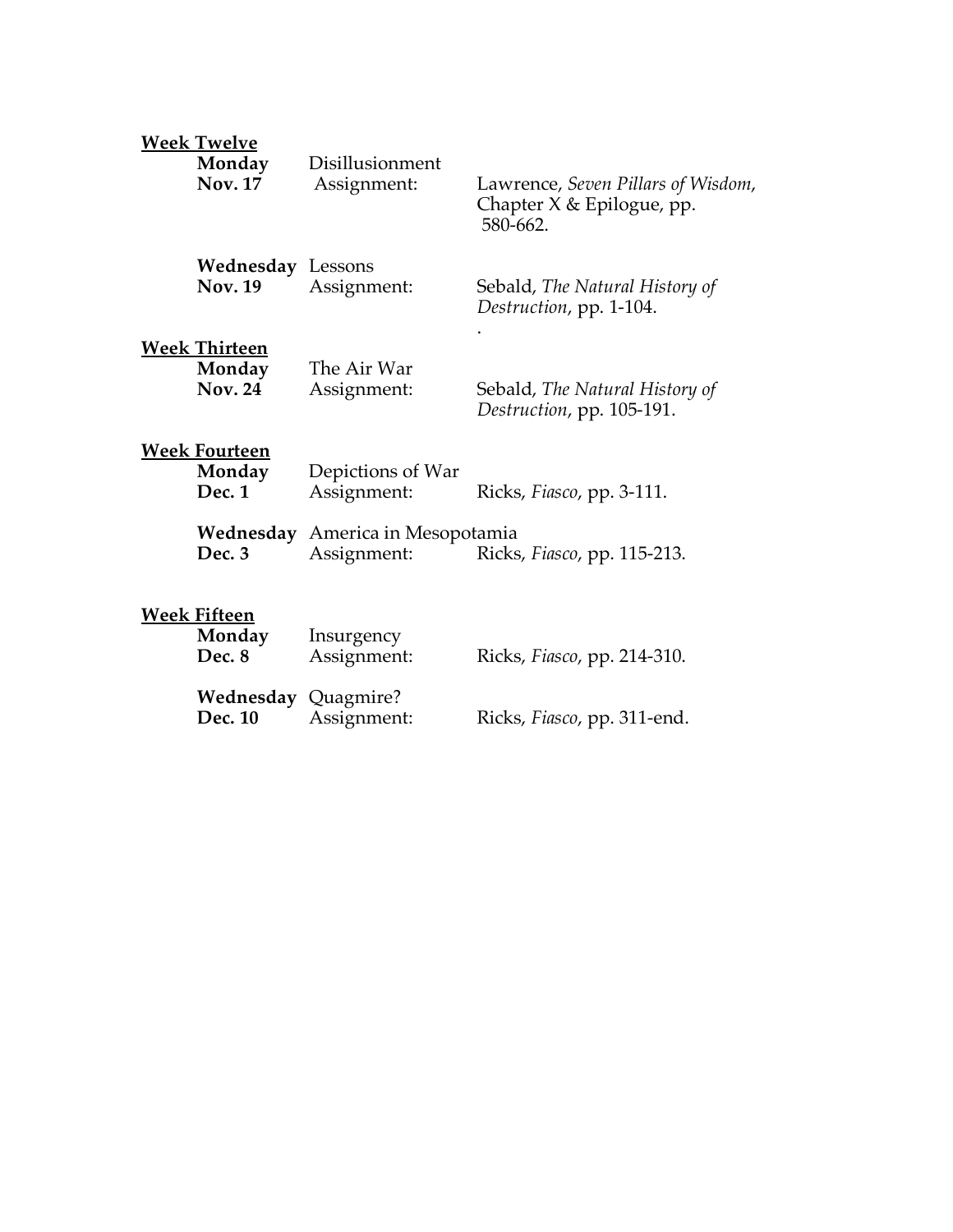**<u>Week Twelve</u>**

**Monday** Disillusionment
**Nov. 17** Assignment: Lawrence, *Seven Pillars of Wisdom*, Chapter X & Epilogue, pp. 580-662.

**Wednesday** Lessons
**Nov. 19** Assignment: Sebald, *The Natural History of Destruction*, pp. 1-104.

.

**<u>Week Thirteen</u>**

**Monday** The Air War
**Nov. 24** Assignment: Sebald, *The Natural History of Destruction*, pp. 105-191.

**<u>Week Fourteen</u>**

**Monday** Depictions of War
**Dec. 1** Assignment: Ricks, *Fiasco*, pp. 3-111.

**Wednesday** America in Mesopotamia
**Dec. 3** Assignment: Ricks, *Fiasco*, pp. 115-213.

**<u>Week Fifteen</u>**

**Monday** Insurgency
**Dec. 8** Assignment: Ricks, *Fiasco*, pp. 214-310.

**Wednesday** Quagmire?
**Dec. 10** Assignment: Ricks, *Fiasco*, pp. 311-end.